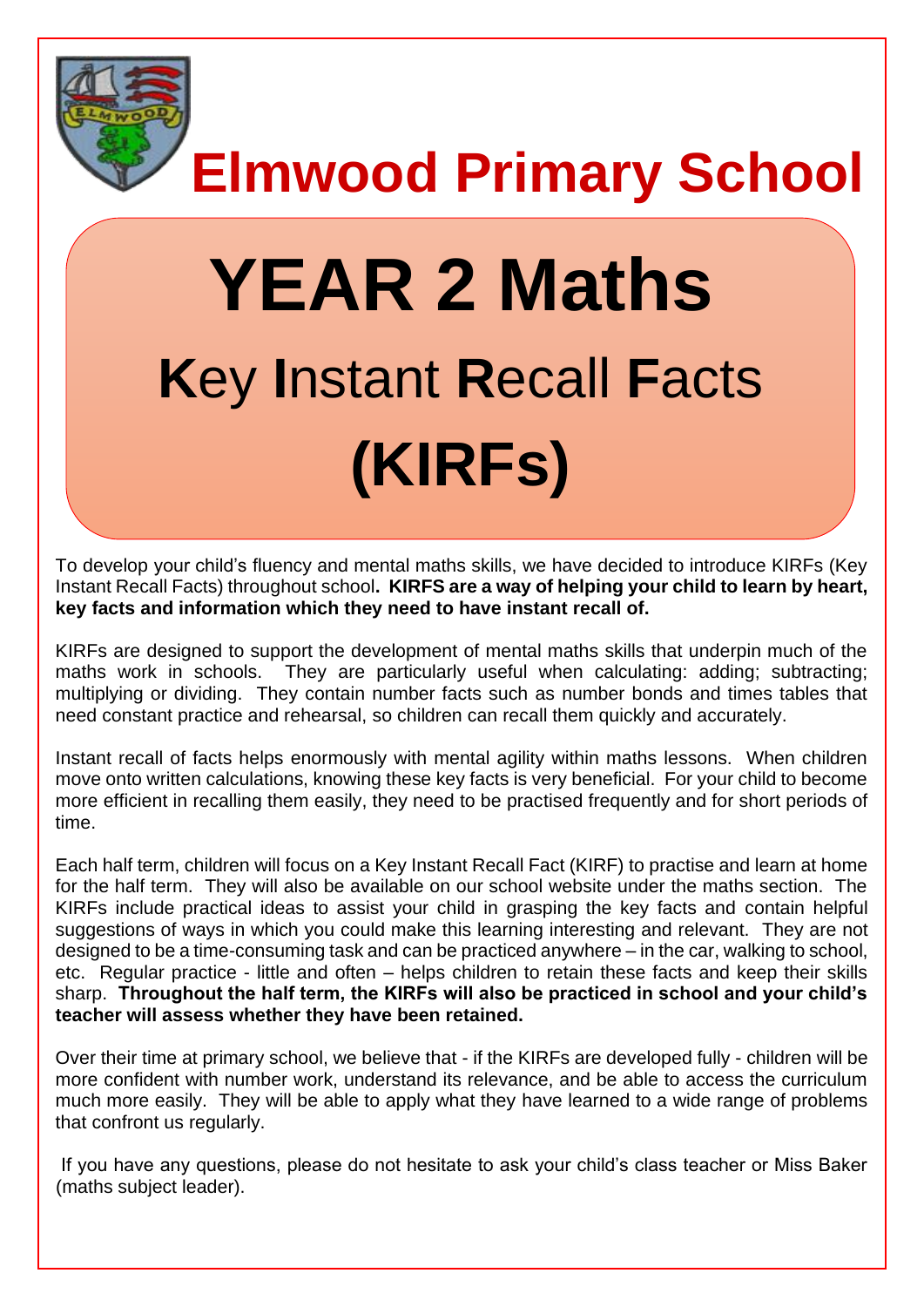# Elmwood Primary School

# YEAR 2 Maths

## **K**ey **I**nstant **R**ecall **F**acts

## (KIRFs)

To develop your child's fluency and mental maths skills, we have decided to introduce KIRFs (Key Instant Recall Facts) throughout school**. KIRFS are a way of helping your child to learn by heart, key facts and information which they need to have instant recall of.**

KIRFs are designed to support the development of mental maths skills that underpin much of the maths work in schools. They are particularly useful when calculating: adding; subtracting; multiplying or dividing. They contain number facts such as number bonds and times tables that need constant practice and rehearsal, so children can recall them quickly and accurately.

Instant recall of facts helps enormously with mental agility within maths lessons. When children move onto written calculations, knowing these key facts is very beneficial. For your child to become more efficient in recalling them easily, they need to be practised frequently and for short periods of time.

Each half term, children will focus on a Key Instant Recall Fact (KIRF) to practise and learn at home for the half term. They will also be available on our school website under the maths section. The KIRFs include practical ideas to assist your child in grasping the key facts and contain helpful suggestions of ways in which you could make this learning interesting and relevant. They are not designed to be a time-consuming task and can be practiced anywhere – in the car, walking to school, etc. Regular practice - little and often – helps children to retain these facts and keep their skills sharp. **Throughout the half term, the KIRFs will also be practiced in school and your child's teacher will assess whether they have been retained.**

Over their time at primary school, we believe that - if the KIRFs are developed fully - children will be more confident with number work, understand its relevance, and be able to access the curriculum much more easily. They will be able to apply what they have learned to a wide range of problems that confront us regularly.

If you have any questions, please do not hesitate to ask your child's class teacher or Miss Baker (maths subject leader).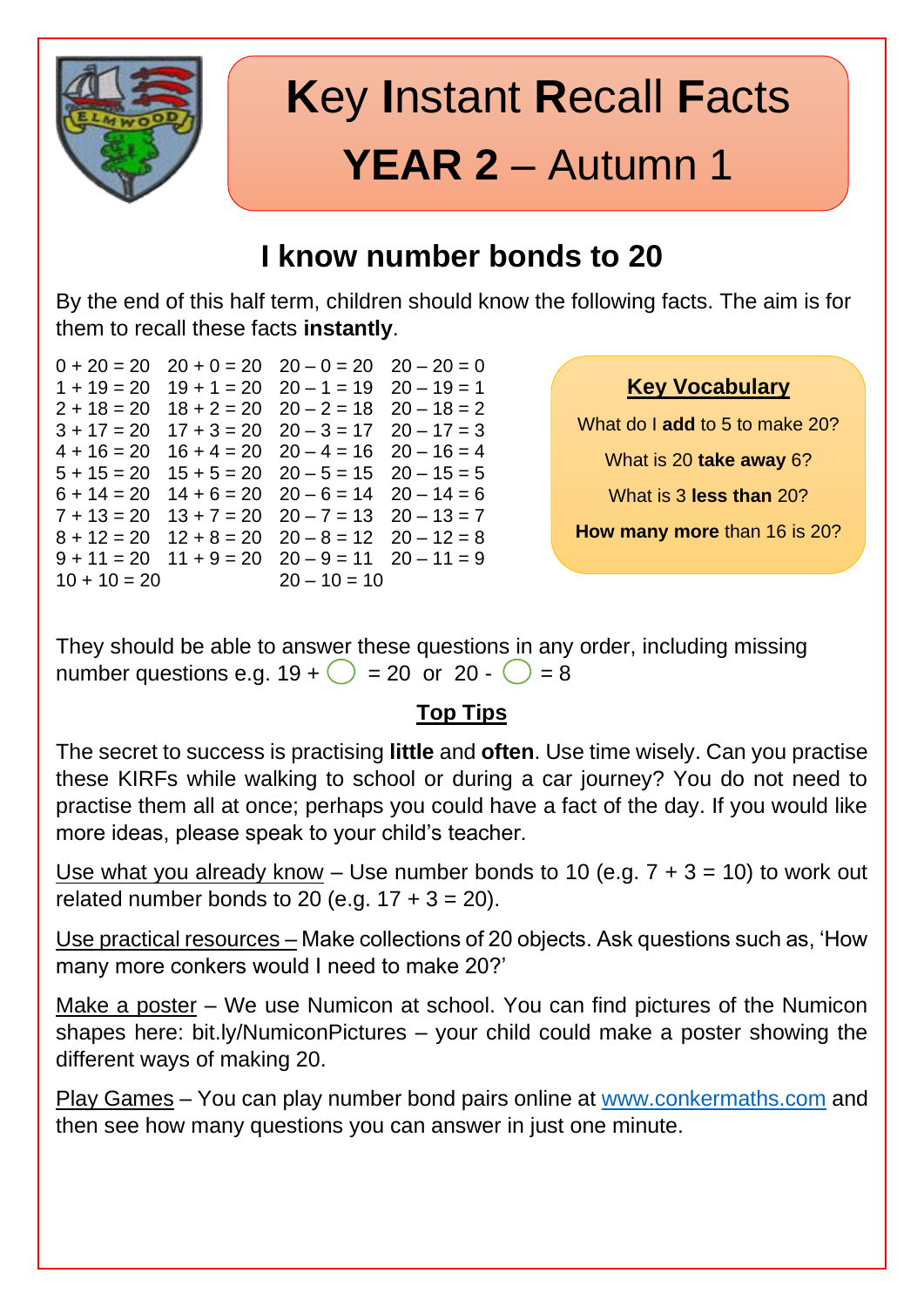# **K**ey **I**nstant **R**ecall **F**acts

# **YEAR 2** – Autumn 1

## I know number bonds to 20

By the end of this half term, children should know the following facts. The aim is for them to recall these facts **instantly**.

| | | | |
|---|---|---|---|
| 0 + 20 = 20 | 20 + 0 = 20 | 20 – 0 = 20 | 20 – 20 = 0 |
| 1 + 19 = 20 | 19 + 1 = 20 | 20 – 1 = 19 | 20 – 19 = 1 |
| 2 + 18 = 20 | 18 + 2 = 20 | 20 – 2 = 18 | 20 – 18 = 2 |
| 3 + 17 = 20 | 17 + 3 = 20 | 20 – 3 = 17 | 20 – 17 = 3 |
| 4 + 16 = 20 | 16 + 4 = 20 | 20 – 4 = 16 | 20 – 16 = 4 |
| 5 + 15 = 20 | 15 + 5 = 20 | 20 – 5 = 15 | 20 – 15 = 5 |
| 6 + 14 = 20 | 14 + 6 = 20 | 20 – 6 = 14 | 20 – 14 = 6 |
| 7 + 13 = 20 | 13 + 7 = 20 | 20 – 7 = 13 | 20 – 13 = 7 |
| 8 + 12 = 20 | 12 + 8 = 20 | 20 – 8 = 12 | 20 – 12 = 8 |
| 9 + 11 = 20 | 11 + 9 = 20 | 20 – 9 = 11 | 20 – 11 = 9 |
| 10 + 10 = 20 | | 20 – 10 = 10 | |

**Key Vocabulary**

What do I **add** to 5 to make 20?

What is 20 **take away** 6?

What is 3 **less than** 20?

**How many more** than 16 is 20?

They should be able to answer these questions in any order, including missing number questions e.g. 19 + ◯ = 20 or 20 - ◯ = 8

### Top Tips

The secret to success is practising **little** and **often**. Use time wisely. Can you practise these KIRFs while walking to school or during a car journey? You do not need to practise them all at once; perhaps you could have a fact of the day. If you would like more ideas, please speak to your child's teacher.

Use what you already know – Use number bonds to 10 (e.g. 7 + 3 = 10) to work out related number bonds to 20 (e.g. 17 + 3 = 20).

Use practical resources – Make collections of 20 objects. Ask questions such as, 'How many more conkers would I need to make 20?'

Make a poster – We use Numicon at school. You can find pictures of the Numicon shapes here: bit.ly/NumiconPictures – your child could make a poster showing the different ways of making 20.

Play Games – You can play number bond pairs online at www.conkermaths.com and then see how many questions you can answer in just one minute.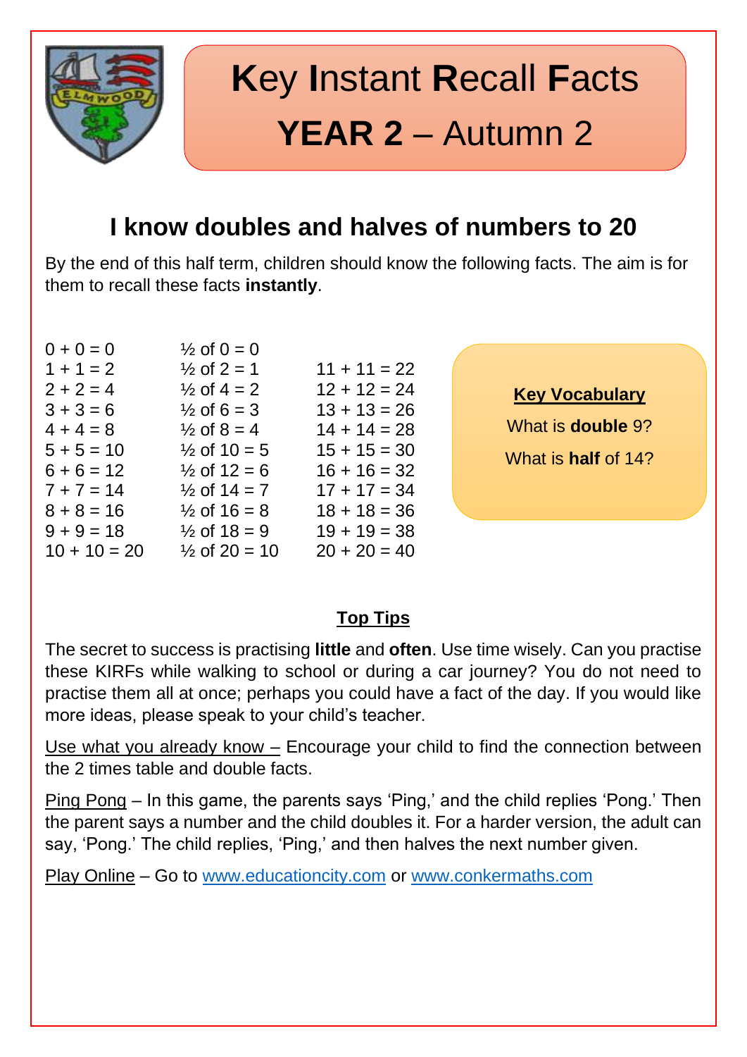# Key Instant Recall Facts

# YEAR 2 – Autumn 2

## I know doubles and halves of numbers to 20

By the end of this half term, children should know the following facts. The aim is for them to recall these facts **instantly**.

| | | |
|---|---|---|
| 0 + 0 = 0 | ½ of 0 = 0 | |
| 1 + 1 = 2 | ½ of 2 = 1 | 11 + 11 = 22 |
| 2 + 2 = 4 | ½ of 4 = 2 | 12 + 12 = 24 |
| 3 + 3 = 6 | ½ of 6 = 3 | 13 + 13 = 26 |
| 4 + 4 = 8 | ½ of 8 = 4 | 14 + 14 = 28 |
| 5 + 5 = 10 | ½ of 10 = 5 | 15 + 15 = 30 |
| 6 + 6 = 12 | ½ of 12 = 6 | 16 + 16 = 32 |
| 7 + 7 = 14 | ½ of 14 = 7 | 17 + 17 = 34 |
| 8 + 8 = 16 | ½ of 16 = 8 | 18 + 18 = 36 |
| 9 + 9 = 18 | ½ of 18 = 9 | 19 + 19 = 38 |
| 10 + 10 = 20 | ½ of 20 = 10 | 20 + 20 = 40 |

**Key Vocabulary**

What is **double** 9?

What is **half** of 14?

**Top Tips**

The secret to success is practising **little** and **often**. Use time wisely. Can you practise these KIRFs while walking to school or during a car journey? You do not need to practise them all at once; perhaps you could have a fact of the day. If you would like more ideas, please speak to your child's teacher.

Use what you already know – Encourage your child to find the connection between the 2 times table and double facts.

Ping Pong – In this game, the parents says 'Ping,' and the child replies 'Pong.' Then the parent says a number and the child doubles it. For a harder version, the adult can say, 'Pong.' The child replies, 'Ping,' and then halves the next number given.

Play Online – Go to www.educationcity.com or www.conkermaths.com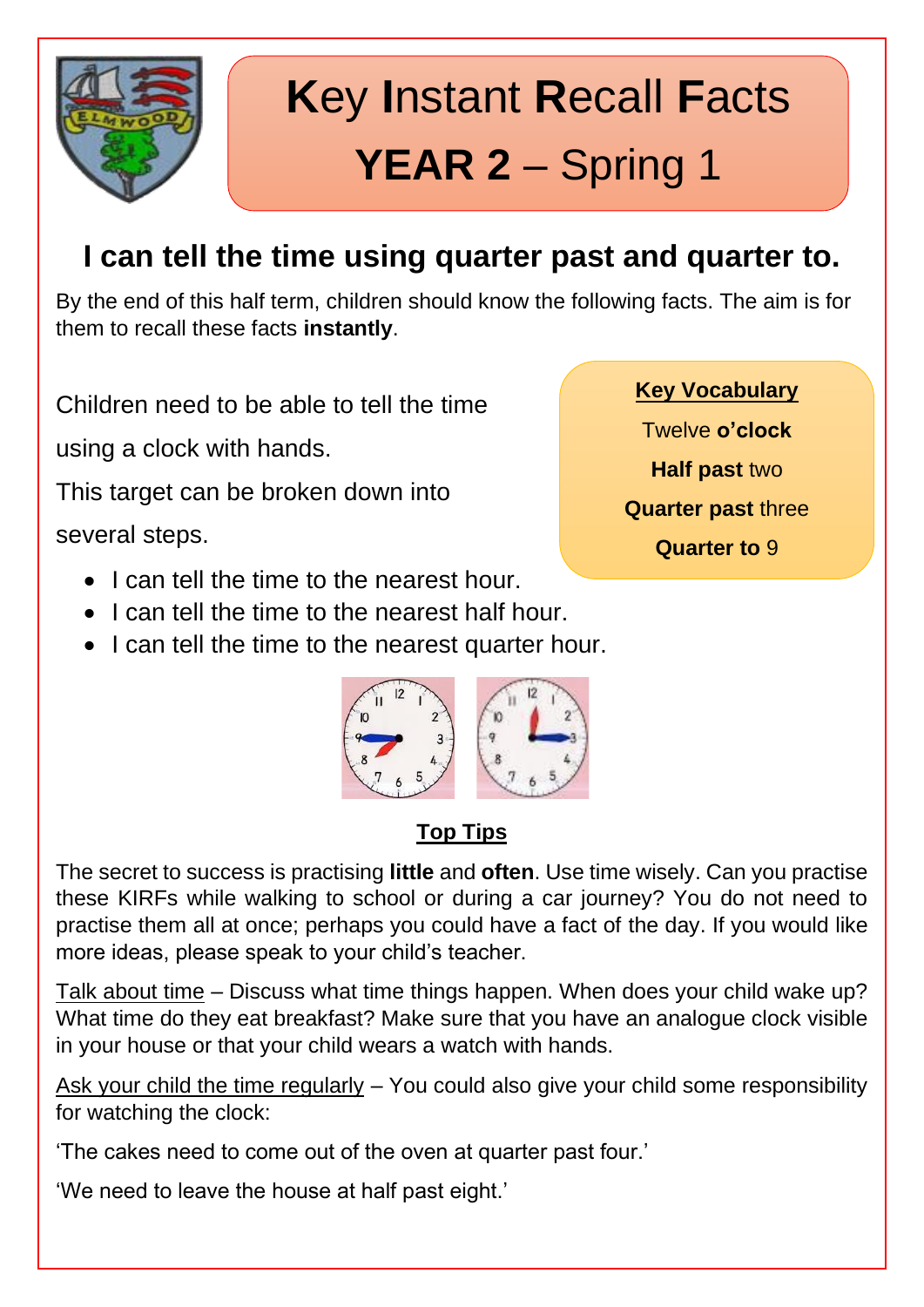# Key Instant Recall Facts
# YEAR 2 – Spring 1

## I can tell the time using quarter past and quarter to.

By the end of this half term, children should know the following facts. The aim is for them to recall these facts **instantly**.

Children need to be able to tell the time using a clock with hands.

This target can be broken down into several steps.

- I can tell the time to the nearest hour.
- I can tell the time to the nearest half hour.
- I can tell the time to the nearest quarter hour.

**Key Vocabulary**

Twelve **o'clock**

**Half past** two

**Quarter past** three

**Quarter to** 9

**Top Tips**

The secret to success is practising **little** and **often**. Use time wisely. Can you practise these KIRFs while walking to school or during a car journey? You do not need to practise them all at once; perhaps you could have a fact of the day. If you would like more ideas, please speak to your child's teacher.

Talk about time – Discuss what time things happen. When does your child wake up? What time do they eat breakfast? Make sure that you have an analogue clock visible in your house or that your child wears a watch with hands.

Ask your child the time regularly – You could also give your child some responsibility for watching the clock:

'The cakes need to come out of the oven at quarter past four.'

'We need to leave the house at half past eight.'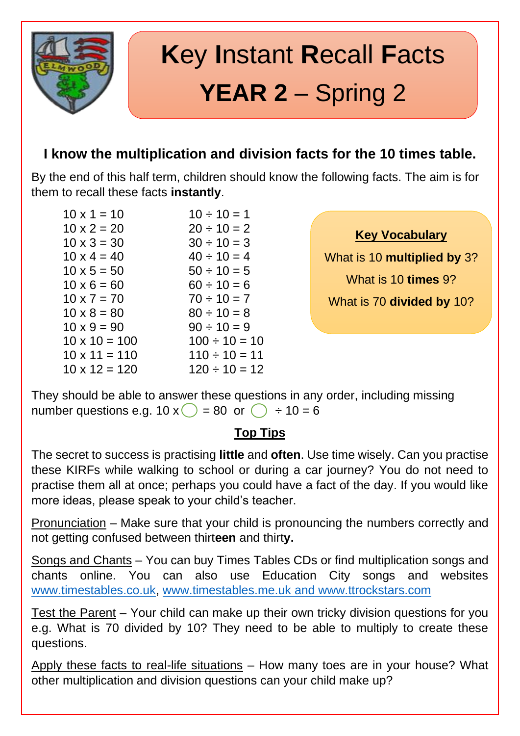# **K**ey **I**nstant **R**ecall **F**acts

# **YEAR 2** – Spring 2

### I know the multiplication and division facts for the 10 times table.

By the end of this half term, children should know the following facts. The aim is for them to recall these facts **instantly**.

| | |
|---|---|
| 10 x 1 = 10 | 10 ÷ 10 = 1 |
| 10 x 2 = 20 | 20 ÷ 10 = 2 |
| 10 x 3 = 30 | 30 ÷ 10 = 3 |
| 10 x 4 = 40 | 40 ÷ 10 = 4 |
| 10 x 5 = 50 | 50 ÷ 10 = 5 |
| 10 x 6 = 60 | 60 ÷ 10 = 6 |
| 10 x 7 = 70 | 70 ÷ 10 = 7 |
| 10 x 8 = 80 | 80 ÷ 10 = 8 |
| 10 x 9 = 90 | 90 ÷ 10 = 9 |
| 10 x 10 = 100 | 100 ÷ 10 = 10 |
| 10 x 11 = 110 | 110 ÷ 10 = 11 |
| 10 x 12 = 120 | 120 ÷ 10 = 12 |

**Key Vocabulary**

What is 10 **multiplied by** 3?

What is 10 **times** 9?

What is 70 **divided by** 10?

They should be able to answer these questions in any order, including missing number questions e.g. 10 x ◯ = 80 or ◯ ÷ 10 = 6

**Top Tips**

The secret to success is practising **little** and **often**. Use time wisely. Can you practise these KIRFs while walking to school or during a car journey? You do not need to practise them all at once; perhaps you could have a fact of the day. If you would like more ideas, please speak to your child's teacher.

Pronunciation – Make sure that your child is pronouncing the numbers correctly and not getting confused between thirt**een** and thirt**y.**

Songs and Chants – You can buy Times Tables CDs or find multiplication songs and chants online. You can also use Education City songs and websites www.timestables.co.uk, www.timestables.me.uk and www.ttrockstars.com

Test the Parent – Your child can make up their own tricky division questions for you e.g. What is 70 divided by 10? They need to be able to multiply to create these questions.

Apply these facts to real-life situations – How many toes are in your house? What other multiplication and division questions can your child make up?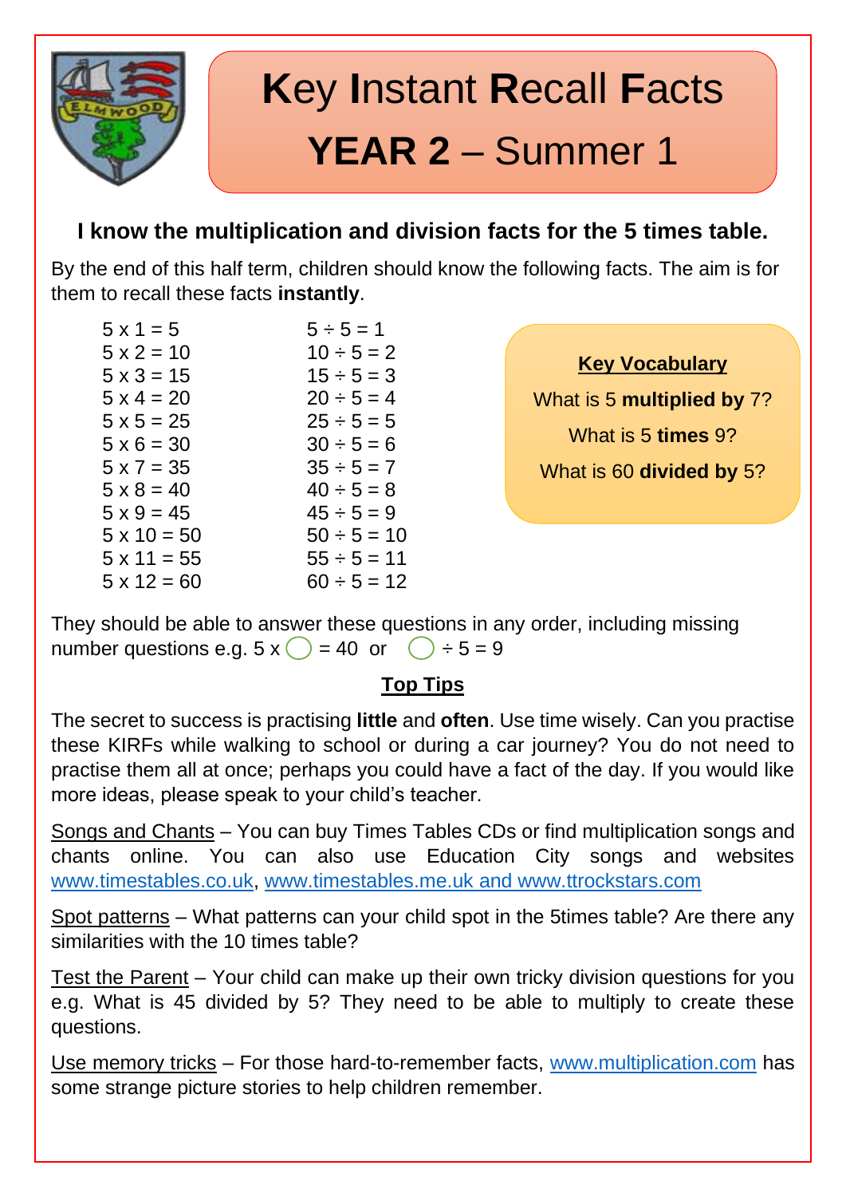# Key Instant Recall Facts

# YEAR 2 – Summer 1

### I know the multiplication and division facts for the 5 times table.

By the end of this half term, children should know the following facts. The aim is for them to recall these facts **instantly**.

| | |
|---|---|
| 5 x 1 = 5 | 5 ÷ 5 = 1 |
| 5 x 2 = 10 | 10 ÷ 5 = 2 |
| 5 x 3 = 15 | 15 ÷ 5 = 3 |
| 5 x 4 = 20 | 20 ÷ 5 = 4 |
| 5 x 5 = 25 | 25 ÷ 5 = 5 |
| 5 x 6 = 30 | 30 ÷ 5 = 6 |
| 5 x 7 = 35 | 35 ÷ 5 = 7 |
| 5 x 8 = 40 | 40 ÷ 5 = 8 |
| 5 x 9 = 45 | 45 ÷ 5 = 9 |
| 5 x 10 = 50 | 50 ÷ 5 = 10 |
| 5 x 11 = 55 | 55 ÷ 5 = 11 |
| 5 x 12 = 60 | 60 ÷ 5 = 12 |

**Key Vocabulary**

What is 5 **multiplied by** 7?

What is 5 **times** 9?

What is 60 **divided by** 5?

They should be able to answer these questions in any order, including missing number questions e.g. 5 x ◯ = 40 or ◯ ÷ 5 = 9

**Top Tips**

The secret to success is practising **little** and **often**. Use time wisely. Can you practise these KIRFs while walking to school or during a car journey? You do not need to practise them all at once; perhaps you could have a fact of the day. If you would like more ideas, please speak to your child's teacher.

Songs and Chants – You can buy Times Tables CDs or find multiplication songs and chants online. You can also use Education City songs and websites www.timestables.co.uk, www.timestables.me.uk and www.ttrockstars.com

Spot patterns – What patterns can your child spot in the 5times table? Are there any similarities with the 10 times table?

Test the Parent – Your child can make up their own tricky division questions for you e.g. What is 45 divided by 5? They need to be able to multiply to create these questions.

Use memory tricks – For those hard-to-remember facts, www.multiplication.com has some strange picture stories to help children remember.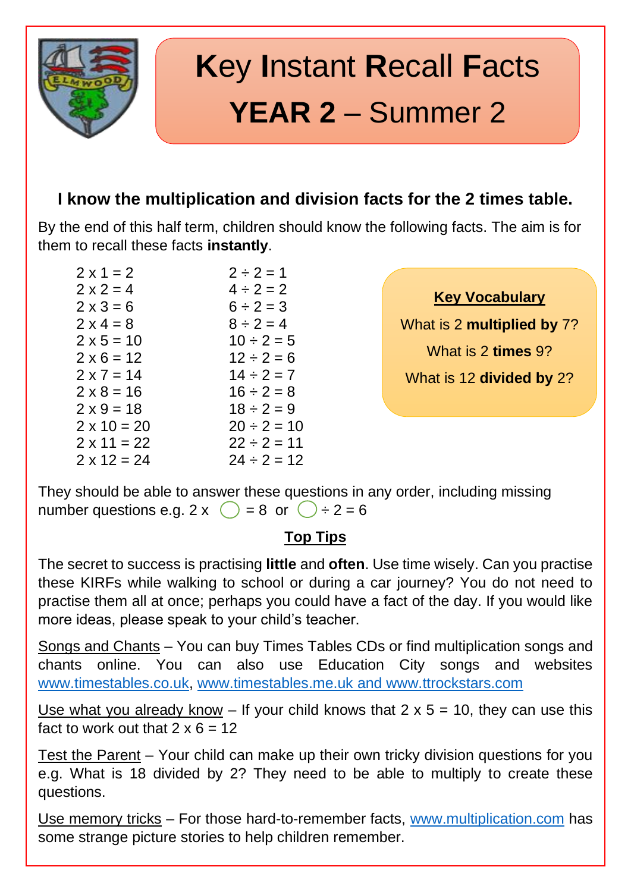# **K**ey **I**nstant **R**ecall **F**acts

## **YEAR 2** – Summer 2

### I know the multiplication and division facts for the 2 times table.

By the end of this half term, children should know the following facts. The aim is for them to recall these facts **instantly**.

| | |
|---|---|
| 2 x 1 = 2 | 2 ÷ 2 = 1 |
| 2 x 2 = 4 | 4 ÷ 2 = 2 |
| 2 x 3 = 6 | 6 ÷ 2 = 3 |
| 2 x 4 = 8 | 8 ÷ 2 = 4 |
| 2 x 5 = 10 | 10 ÷ 2 = 5 |
| 2 x 6 = 12 | 12 ÷ 2 = 6 |
| 2 x 7 = 14 | 14 ÷ 2 = 7 |
| 2 x 8 = 16 | 16 ÷ 2 = 8 |
| 2 x 9 = 18 | 18 ÷ 2 = 9 |
| 2 x 10 = 20 | 20 ÷ 2 = 10 |
| 2 x 11 = 22 | 22 ÷ 2 = 11 |
| 2 x 12 = 24 | 24 ÷ 2 = 12 |

**Key Vocabulary**

What is 2 **multiplied by** 7?

What is 2 **times** 9?

What is 12 **divided by** 2?

They should be able to answer these questions in any order, including missing number questions e.g. 2 x ◯ = 8 or ◯ ÷ 2 = 6

**Top Tips**

The secret to success is practising **little** and **often**. Use time wisely. Can you practise these KIRFs while walking to school or during a car journey? You do not need to practise them all at once; perhaps you could have a fact of the day. If you would like more ideas, please speak to your child's teacher.

Songs and Chants – You can buy Times Tables CDs or find multiplication songs and chants online. You can also use Education City songs and websites www.timestables.co.uk, www.timestables.me.uk and www.ttrockstars.com

Use what you already know – If your child knows that 2 x 5 = 10, they can use this fact to work out that 2 x 6 = 12

Test the Parent – Your child can make up their own tricky division questions for you e.g. What is 18 divided by 2? They need to be able to multiply to create these questions.

Use memory tricks – For those hard-to-remember facts, www.multiplication.com has some strange picture stories to help children remember.